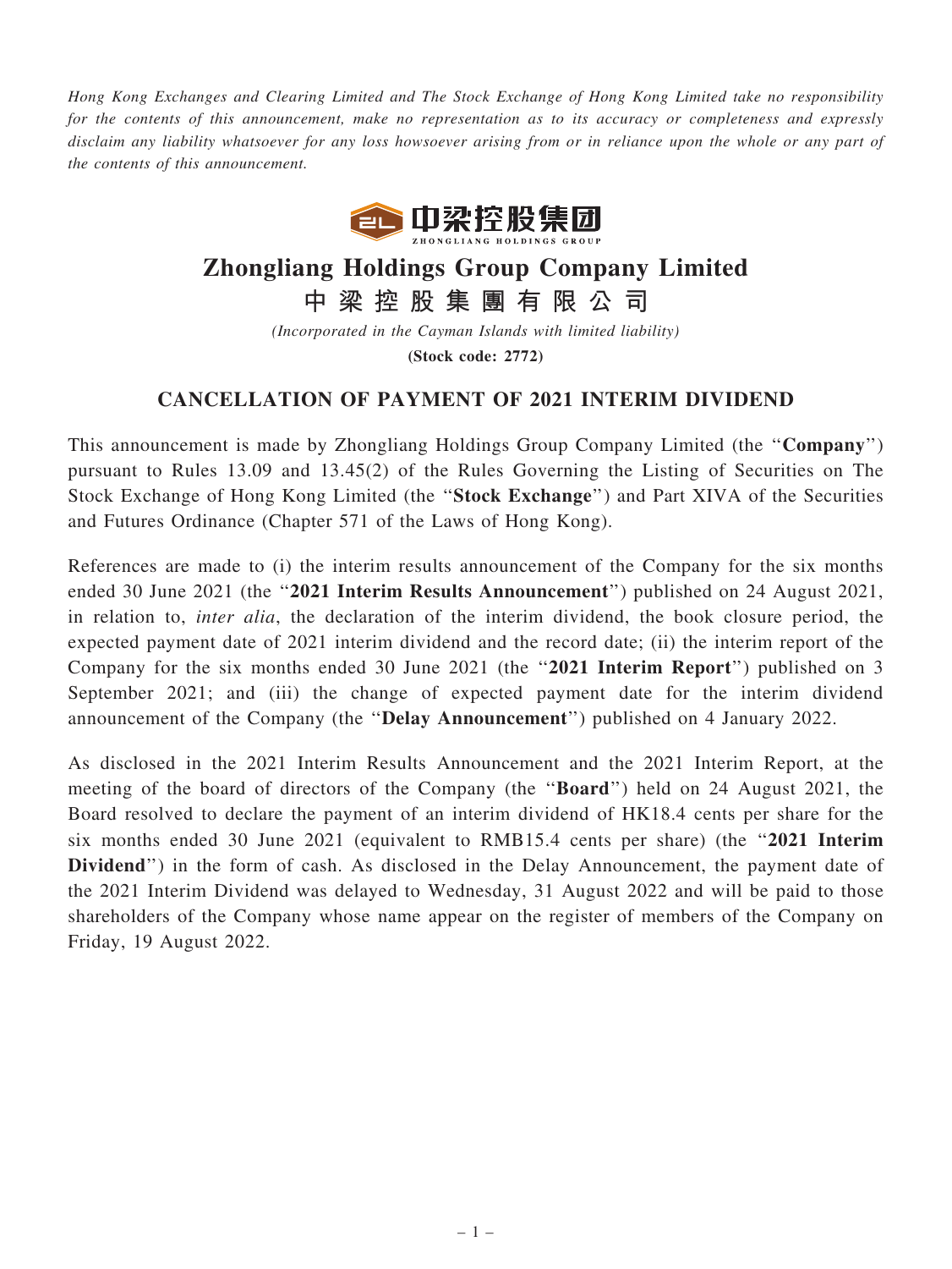*Hong Kong Exchanges and Clearing Limited and The Stock Exchange of Hong Kong Limited take no responsibility for the contents of this announcement, make no representation as to its accuracy or completeness and expressly disclaim any liability whatsoever for any loss howsoever arising from or in reliance upon the whole or any part of the contents of this announcement.*

# Zhongliang Holdings Group Company Limited

# 中梁控股集團有限公司

*(Incorporated in the Cayman Islands with limited liability)*

**(Stock code: 2772)**

## CANCELLATION OF PAYMENT OF 2021 INTERIM DIVIDEND

This announcement is made by Zhongliang Holdings Group Company Limited (the "**Company**") pursuant to Rules 13.09 and 13.45(2) of the Rules Governing the Listing of Securities on The Stock Exchange of Hong Kong Limited (the "**Stock Exchange**") and Part XIVA of the Securities and Futures Ordinance (Chapter 571 of the Laws of Hong Kong).

References are made to (i) the interim results announcement of the Company for the six months ended 30 June 2021 (the "**2021 Interim Results Announcement**") published on 24 August 2021, in relation to, *inter alia*, the declaration of the interim dividend, the book closure period, the expected payment date of 2021 interim dividend and the record date; (ii) the interim report of the Company for the six months ended 30 June 2021 (the "**2021 Interim Report**") published on 3 September 2021; and (iii) the change of expected payment date for the interim dividend announcement of the Company (the "**Delay Announcement**") published on 4 January 2022.

As disclosed in the 2021 Interim Results Announcement and the 2021 Interim Report, at the meeting of the board of directors of the Company (the "**Board**") held on 24 August 2021, the Board resolved to declare the payment of an interim dividend of HK18.4 cents per share for the six months ended 30 June 2021 (equivalent to RMB15.4 cents per share) (the "**2021 Interim Dividend**") in the form of cash. As disclosed in the Delay Announcement, the payment date of the 2021 Interim Dividend was delayed to Wednesday, 31 August 2022 and will be paid to those shareholders of the Company whose name appear on the register of members of the Company on Friday, 19 August 2022.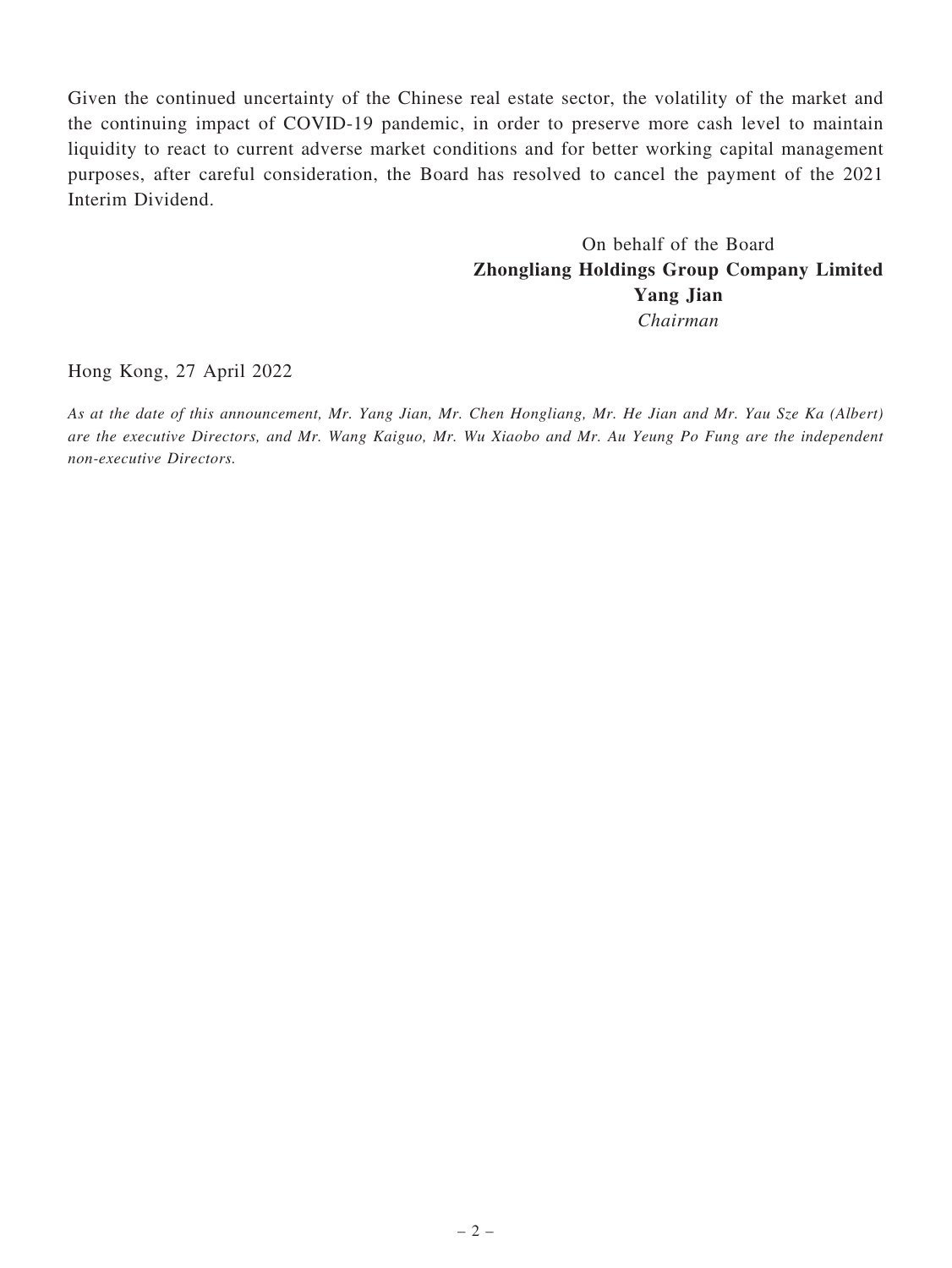Given the continued uncertainty of the Chinese real estate sector, the volatility of the market and the continuing impact of COVID-19 pandemic, in order to preserve more cash level to maintain liquidity to react to current adverse market conditions and for better working capital management purposes, after careful consideration, the Board has resolved to cancel the payment of the 2021 Interim Dividend.

On behalf of the Board
**Zhongliang Holdings Group Company Limited**
**Yang Jian**
*Chairman*

Hong Kong, 27 April 2022

*As at the date of this announcement, Mr. Yang Jian, Mr. Chen Hongliang, Mr. He Jian and Mr. Yau Sze Ka (Albert) are the executive Directors, and Mr. Wang Kaiguo, Mr. Wu Xiaobo and Mr. Au Yeung Po Fung are the independent non-executive Directors.*